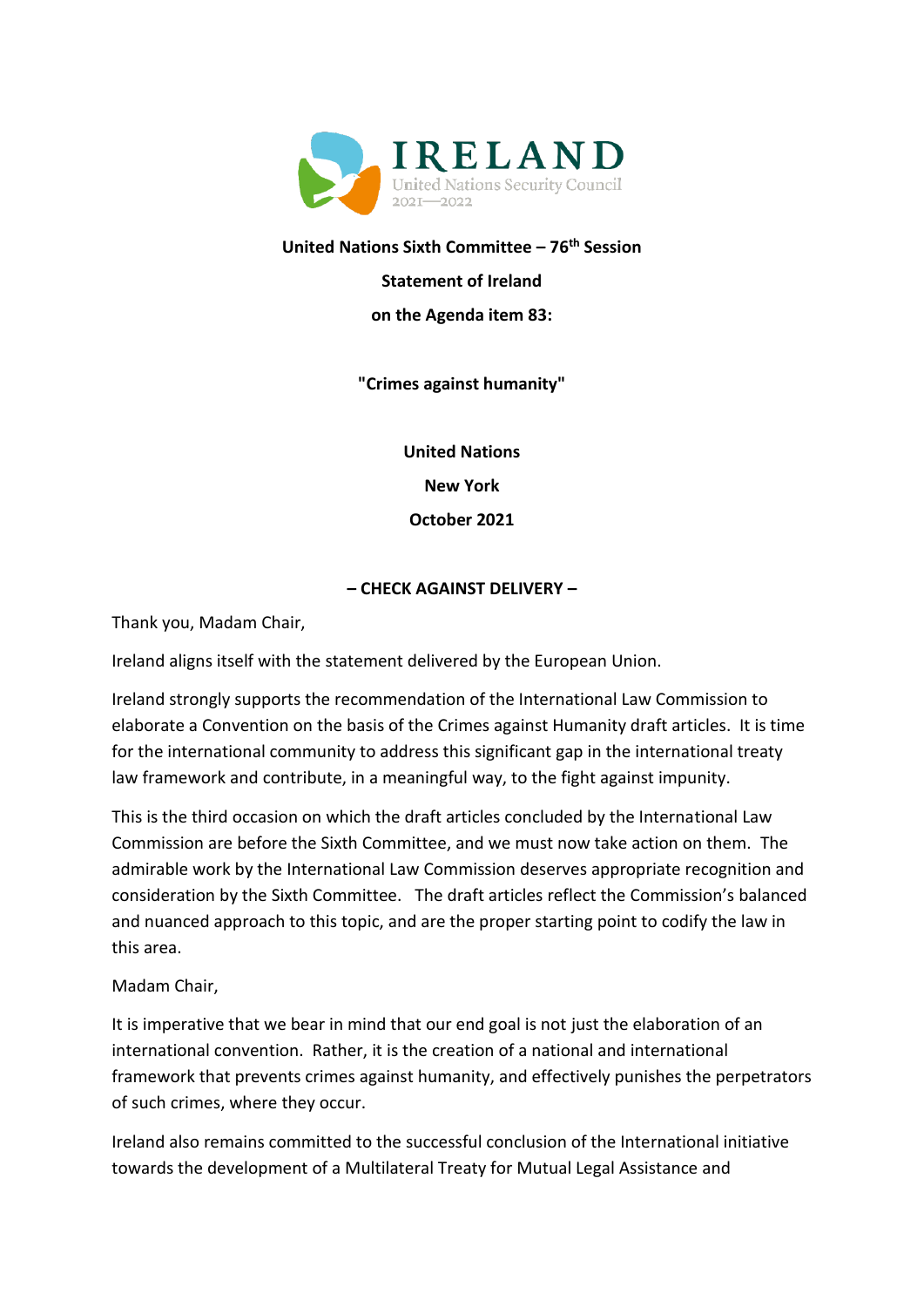**IRELAND**
United Nations Security Council
2021—2022

**United Nations Sixth Committee – 76th Session**

**Statement of Ireland**

**on the Agenda item 83:**

**"Crimes against humanity"**

**United Nations**

**New York**

**October 2021**

**– CHECK AGAINST DELIVERY –**

Thank you, Madam Chair,

Ireland aligns itself with the statement delivered by the European Union.

Ireland strongly supports the recommendation of the International Law Commission to elaborate a Convention on the basis of the Crimes against Humanity draft articles. It is time for the international community to address this significant gap in the international treaty law framework and contribute, in a meaningful way, to the fight against impunity.

This is the third occasion on which the draft articles concluded by the International Law Commission are before the Sixth Committee, and we must now take action on them. The admirable work by the International Law Commission deserves appropriate recognition and consideration by the Sixth Committee. The draft articles reflect the Commission's balanced and nuanced approach to this topic, and are the proper starting point to codify the law in this area.

Madam Chair,

It is imperative that we bear in mind that our end goal is not just the elaboration of an international convention. Rather, it is the creation of a national and international framework that prevents crimes against humanity, and effectively punishes the perpetrators of such crimes, where they occur.

Ireland also remains committed to the successful conclusion of the International initiative towards the development of a Multilateral Treaty for Mutual Legal Assistance and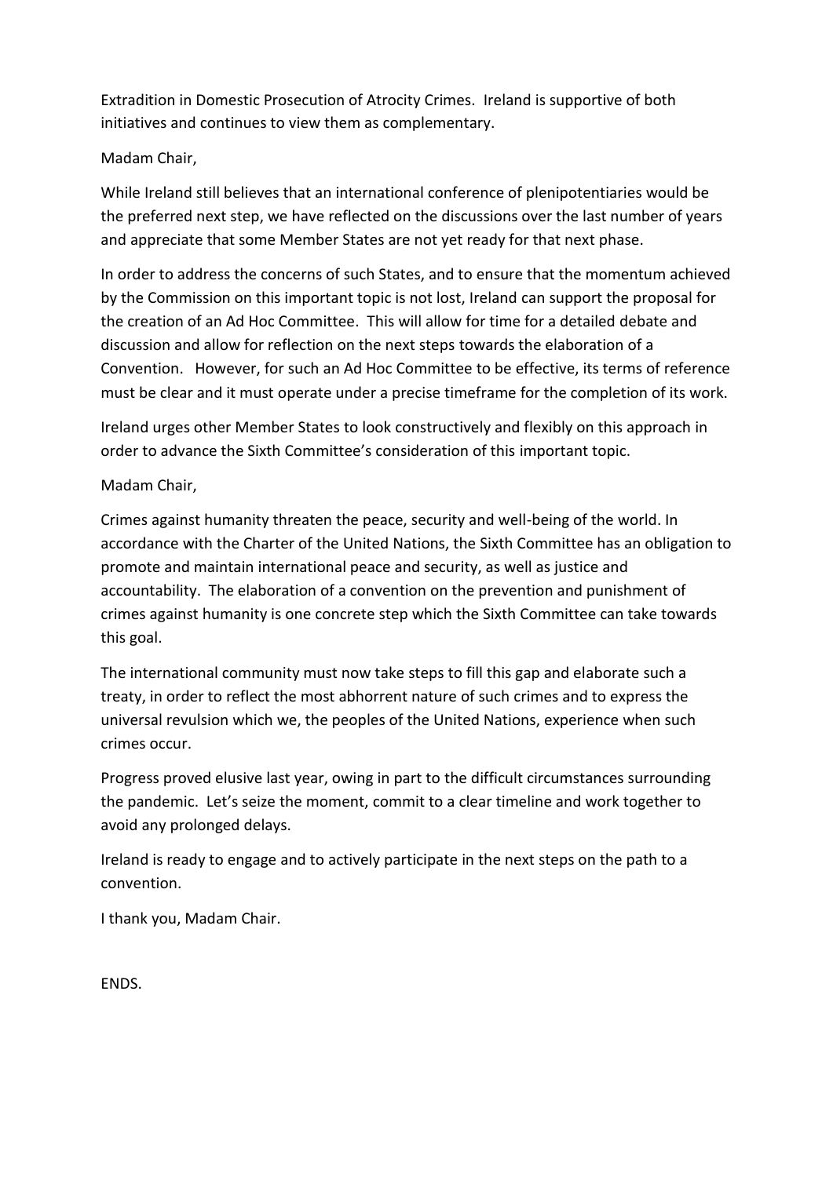Extradition in Domestic Prosecution of Atrocity Crimes. Ireland is supportive of both initiatives and continues to view them as complementary.

Madam Chair,

While Ireland still believes that an international conference of plenipotentiaries would be the preferred next step, we have reflected on the discussions over the last number of years and appreciate that some Member States are not yet ready for that next phase.

In order to address the concerns of such States, and to ensure that the momentum achieved by the Commission on this important topic is not lost, Ireland can support the proposal for the creation of an Ad Hoc Committee. This will allow for time for a detailed debate and discussion and allow for reflection on the next steps towards the elaboration of a Convention. However, for such an Ad Hoc Committee to be effective, its terms of reference must be clear and it must operate under a precise timeframe for the completion of its work.

Ireland urges other Member States to look constructively and flexibly on this approach in order to advance the Sixth Committee's consideration of this important topic.

Madam Chair,

Crimes against humanity threaten the peace, security and well-being of the world. In accordance with the Charter of the United Nations, the Sixth Committee has an obligation to promote and maintain international peace and security, as well as justice and accountability. The elaboration of a convention on the prevention and punishment of crimes against humanity is one concrete step which the Sixth Committee can take towards this goal.

The international community must now take steps to fill this gap and elaborate such a treaty, in order to reflect the most abhorrent nature of such crimes and to express the universal revulsion which we, the peoples of the United Nations, experience when such crimes occur.

Progress proved elusive last year, owing in part to the difficult circumstances surrounding the pandemic. Let's seize the moment, commit to a clear timeline and work together to avoid any prolonged delays.

Ireland is ready to engage and to actively participate in the next steps on the path to a convention.

I thank you, Madam Chair.

ENDS.